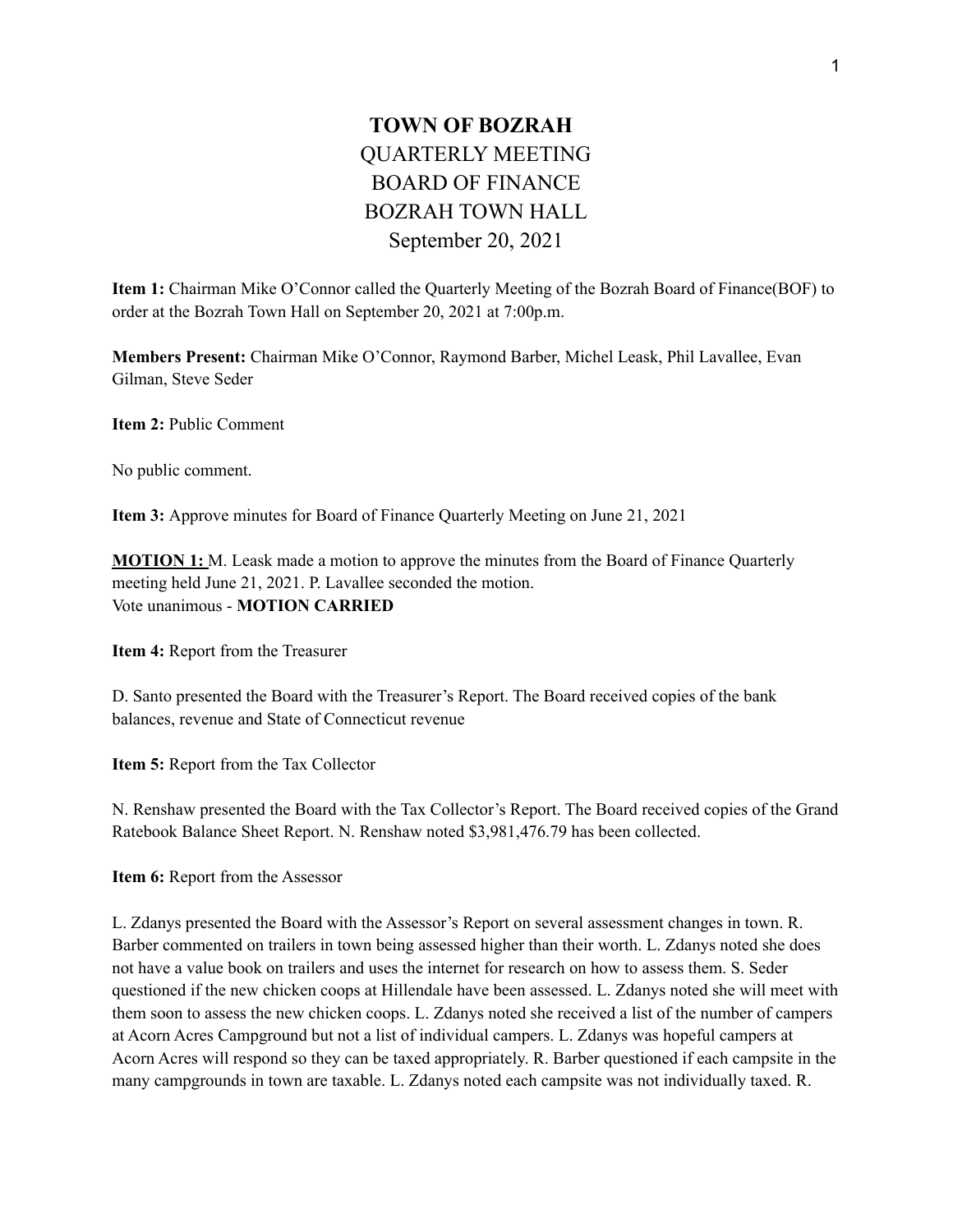# TOWN OF BOZRAH

QUARTERLY MEETING
BOARD OF FINANCE
BOZRAH TOWN HALL
September 20, 2021

**Item 1:** Chairman Mike O'Connor called the Quarterly Meeting of the Bozrah Board of Finance(BOF) to order at the Bozrah Town Hall on September 20, 2021 at 7:00p.m.

**Members Present:** Chairman Mike O'Connor, Raymond Barber, Michel Leask, Phil Lavallee, Evan Gilman, Steve Seder

**Item 2:** Public Comment

No public comment.

**Item 3:** Approve minutes for Board of Finance Quarterly Meeting on June 21, 2021

**MOTION 1:** M. Leask made a motion to approve the minutes from the Board of Finance Quarterly meeting held June 21, 2021. P. Lavallee seconded the motion.
Vote unanimous - **MOTION CARRIED**

**Item 4:** Report from the Treasurer

D. Santo presented the Board with the Treasurer's Report. The Board received copies of the bank balances, revenue and State of Connecticut revenue

**Item 5:** Report from the Tax Collector

N. Renshaw presented the Board with the Tax Collector's Report. The Board received copies of the Grand Ratebook Balance Sheet Report. N. Renshaw noted $3,981,476.79 has been collected.

**Item 6:** Report from the Assessor

L. Zdanys presented the Board with the Assessor's Report on several assessment changes in town. R. Barber commented on trailers in town being assessed higher than their worth. L. Zdanys noted she does not have a value book on trailers and uses the internet for research on how to assess them. S. Seder questioned if the new chicken coops at Hillendale have been assessed. L. Zdanys noted she will meet with them soon to assess the new chicken coops. L. Zdanys noted she received a list of the number of campers at Acorn Acres Campground but not a list of individual campers. L. Zdanys was hopeful campers at Acorn Acres will respond so they can be taxed appropriately. R. Barber questioned if each campsite in the many campgrounds in town are taxable. L. Zdanys noted each campsite was not individually taxed. R.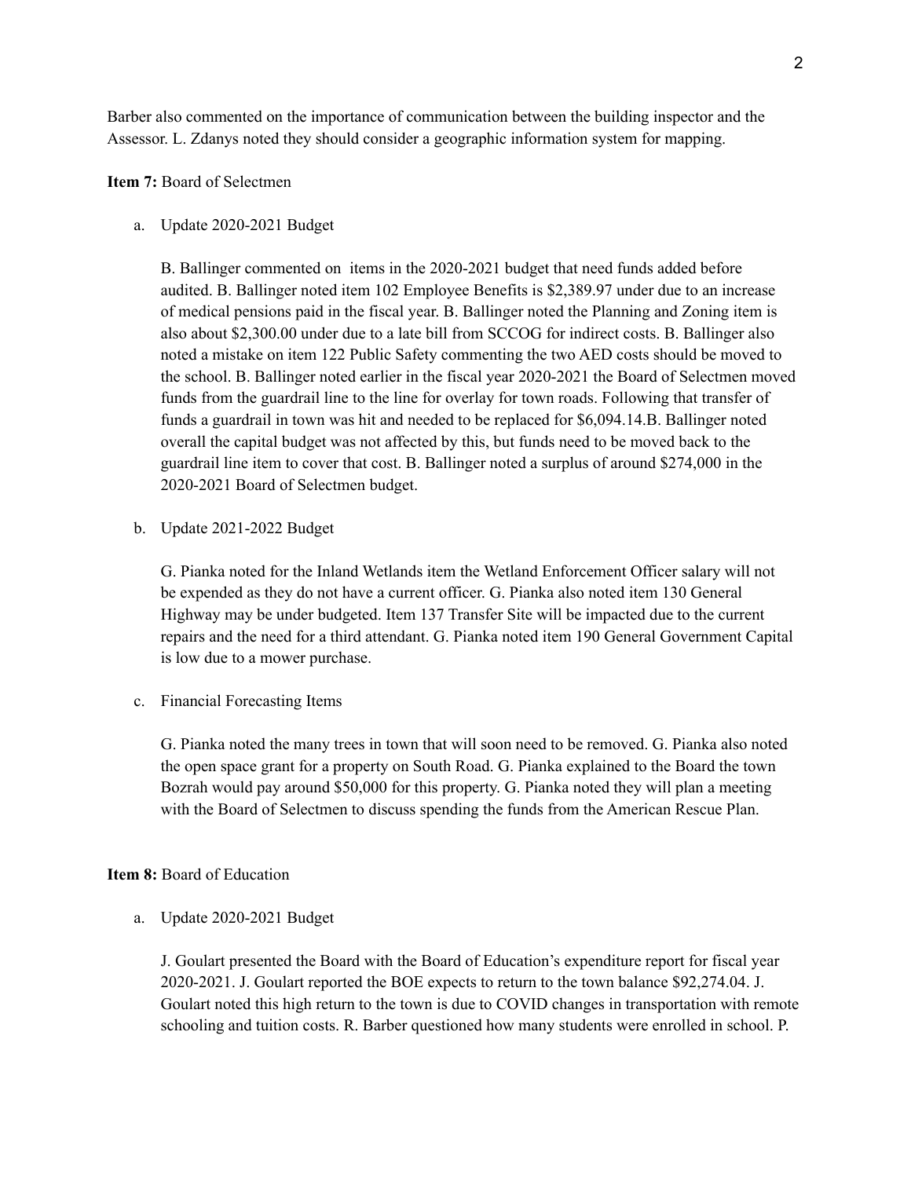Barber also commented on the importance of communication between the building inspector and the Assessor. L. Zdanys noted they should consider a geographic information system for mapping.

**Item 7:** Board of Selectmen

a. Update 2020-2021 Budget

   B. Ballinger commented on items in the 2020-2021 budget that need funds added before audited. B. Ballinger noted item 102 Employee Benefits is $2,389.97 under due to an increase of medical pensions paid in the fiscal year. B. Ballinger noted the Planning and Zoning item is also about $2,300.00 under due to a late bill from SCCOG for indirect costs. B. Ballinger also noted a mistake on item 122 Public Safety commenting the two AED costs should be moved to the school. B. Ballinger noted earlier in the fiscal year 2020-2021 the Board of Selectmen moved funds from the guardrail line to the line for overlay for town roads. Following that transfer of funds a guardrail in town was hit and needed to be replaced for $6,094.14.B. Ballinger noted overall the capital budget was not affected by this, but funds need to be moved back to the guardrail line item to cover that cost. B. Ballinger noted a surplus of around $274,000 in the 2020-2021 Board of Selectmen budget.

b. Update 2021-2022 Budget

   G. Pianka noted for the Inland Wetlands item the Wetland Enforcement Officer salary will not be expended as they do not have a current officer. G. Pianka also noted item 130 General Highway may be under budgeted. Item 137 Transfer Site will be impacted due to the current repairs and the need for a third attendant. G. Pianka noted item 190 General Government Capital is low due to a mower purchase.

c. Financial Forecasting Items

   G. Pianka noted the many trees in town that will soon need to be removed. G. Pianka also noted the open space grant for a property on South Road. G. Pianka explained to the Board the town Bozrah would pay around $50,000 for this property. G. Pianka noted they will plan a meeting with the Board of Selectmen to discuss spending the funds from the American Rescue Plan.

**Item 8:** Board of Education

a. Update 2020-2021 Budget

   J. Goulart presented the Board with the Board of Education's expenditure report for fiscal year 2020-2021. J. Goulart reported the BOE expects to return to the town balance $92,274.04. J. Goulart noted this high return to the town is due to COVID changes in transportation with remote schooling and tuition costs. R. Barber questioned how many students were enrolled in school. P.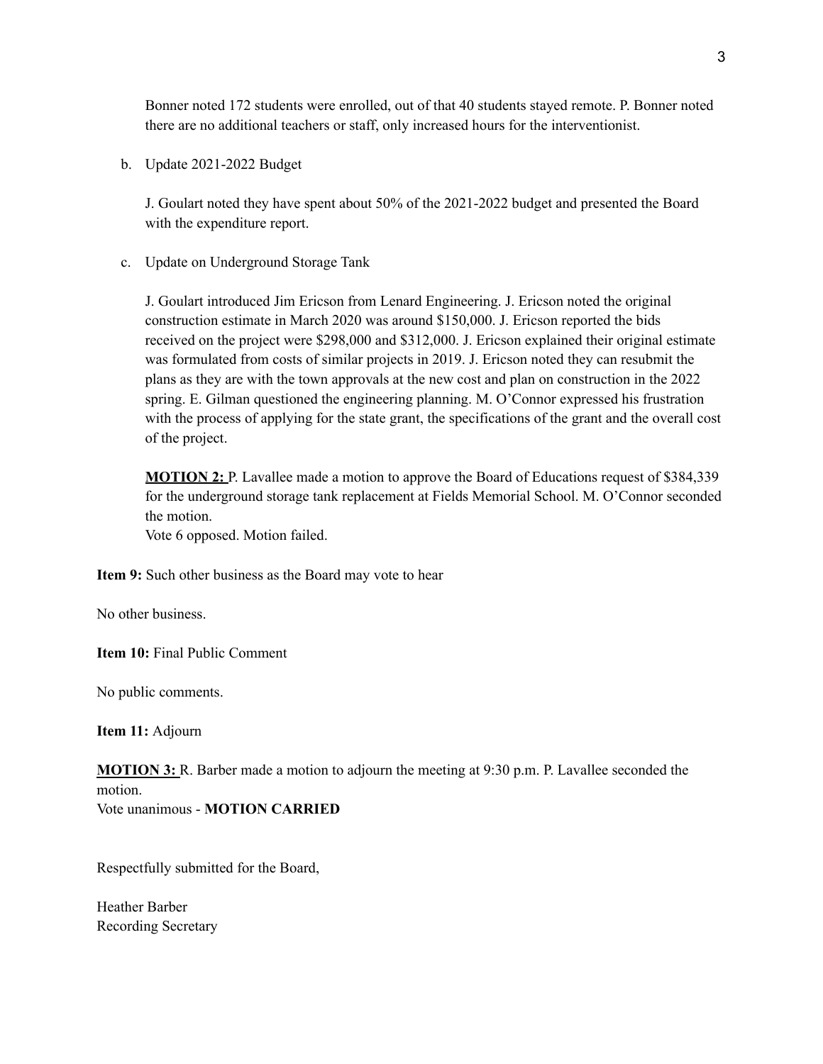Bonner noted 172 students were enrolled, out of that 40 students stayed remote. P. Bonner noted there are no additional teachers or staff, only increased hours for the interventionist.

b. Update 2021-2022 Budget

J. Goulart noted they have spent about 50% of the 2021-2022 budget and presented the Board with the expenditure report.

c. Update on Underground Storage Tank

J. Goulart introduced Jim Ericson from Lenard Engineering. J. Ericson noted the original construction estimate in March 2020 was around $150,000. J. Ericson reported the bids received on the project were $298,000 and $312,000. J. Ericson explained their original estimate was formulated from costs of similar projects in 2019. J. Ericson noted they can resubmit the plans as they are with the town approvals at the new cost and plan on construction in the 2022 spring. E. Gilman questioned the engineering planning. M. O'Connor expressed his frustration with the process of applying for the state grant, the specifications of the grant and the overall cost of the project.

**MOTION 2:** P. Lavallee made a motion to approve the Board of Educations request of $384,339 for the underground storage tank replacement at Fields Memorial School. M. O'Connor seconded the motion.
Vote 6 opposed. Motion failed.

**Item 9:** Such other business as the Board may vote to hear

No other business.

**Item 10:** Final Public Comment

No public comments.

**Item 11:** Adjourn

**MOTION 3:** R. Barber made a motion to adjourn the meeting at 9:30 p.m. P. Lavallee seconded the motion.
Vote unanimous - **MOTION CARRIED**

Respectfully submitted for the Board,

Heather Barber
Recording Secretary